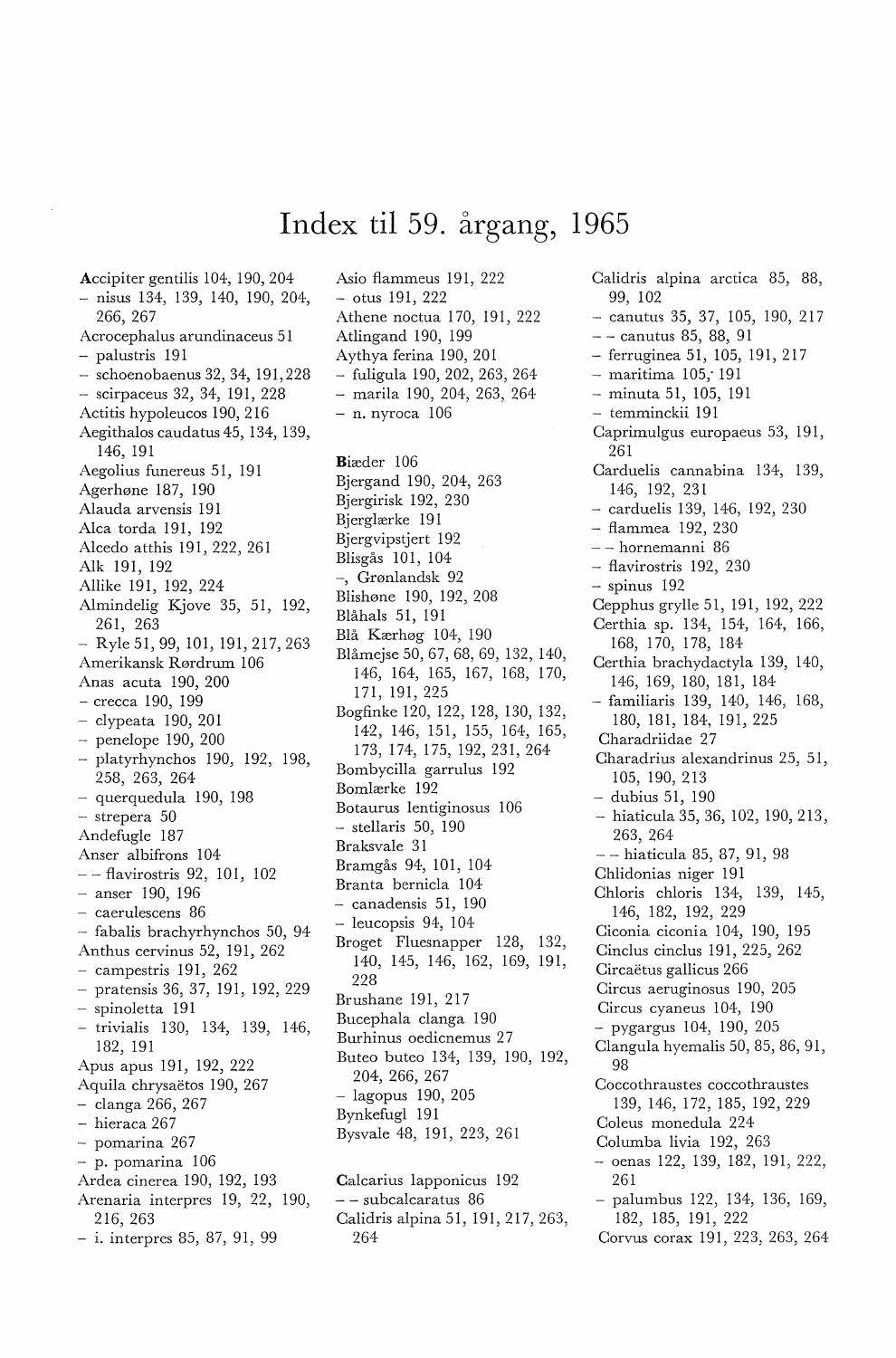# Index til 59. årgang, 1965

Accipiter gentilis 104, 190, 204
- nisus 134, 139, 140, 190, 204, 266, 267

Acrocephalus arundinaceus 51
- palustris 191
- schoenobaenus 32, 34, 191, 228
- scirpaceus 32, 34, 191, 228

Actitis hypoleucos 190, 216
Aegithalos caudatus 45, 134, 139, 146, 191
Aegolius funereus 51, 191
Agerhøne 187, 190
Alauda arvensis 191
Alca torda 191, 192
Alcedo atthis 191, 222, 261
Alk 191, 192
Allike 191, 192, 224
Almindelig Kjove 35, 51, 192, 261, 263
- Ryle 51, 99, 101, 191, 217, 263

Amerikansk Rørdrum 106
Anas acuta 190, 200
- crecca 190, 199
- clypeata 190, 201
- penelope 190, 200
- platyrhynchos 190, 192, 198, 258, 263, 264
- querquedula 190, 198
- strepera 50

Andefugle 187
Anser albifrons 104
- - flavirostris 92, 101, 102
- anser 190, 196
- caerulescens 86
- fabalis brachyrhynchos 50, 94

Anthus cervinus 52, 191, 262
- campestris 191, 262
- pratensis 36, 37, 191, 192, 229
- spinoletta 191
- trivialis 130, 134, 139, 146, 182, 191

Apus apus 191, 192, 222
Aquila chrysaëtos 190, 267
- clanga 266, 267
- hieraca 267
- pomarina 267
- p. pomarina 106

Ardea cinerea 190, 192, 193
Arenaria interpres 19, 22, 190, 216, 263
- i. interpres 85, 87, 91, 99

Asio flammeus 191, 222
- otus 191, 222

Athene noctua 170, 191, 222
Atlingand 190, 199
Aythya ferina 190, 201
- fuligula 190, 202, 263, 264
- marila 190, 204, 263, 264
- n. nyroca 106

Biæder 106
Bjergand 190, 204, 263
Bjergirisk 192, 230
Bjerglærke 191
Bjergvipstjert 192
Blisgås 101, 104
-, Grønlandsk 92

Blishøne 190, 192, 208
Blåhals 51, 191
Blå Kærhøg 104, 190
Blåmejse 50, 67, 68, 69, 132, 140, 146, 164, 165, 167, 168, 170, 171, 191, 225
Bogfinke 120, 122, 128, 130, 132, 142, 146, 151, 155, 164, 165, 173, 174, 175, 192, 231, 264
Bombycilla garrulus 192
Bomlærke 192
Botaurus lentiginosus 106
- stellaris 50, 190

Braksvale 31
Bramgås 94, 101, 104
Branta bernicla 104
- canadensis 51, 190
- leucopsis 94, 104

Broget Fluesnapper 128, 132, 140, 145, 146, 162, 169, 191, 228
Brushane 191, 217
Bucephala clanga 190
Burhinus oedicnemus 27
Buteo buteo 134, 139, 190, 192, 204, 266, 267
- lagopus 190, 205

Bynkefugl 191
Bysvale 48, 191, 223, 261

Calcarius lapponicus 192
- - subcalcaratus 86

Calidris alpina 51, 191, 217, 263, 264
Calidris alpina arctica 85, 88, 99, 102
- canutus 35, 37, 105, 190, 217
- - canutus 85, 88, 91
- ferruginea 51, 105, 191, 217
- maritima 105, 191
- minuta 51, 105, 191
- temminckii 191

Caprimulgus europaeus 53, 191, 261
Carduelis cannabina 134, 139, 146, 192, 231
- carduelis 139, 146, 192, 230
- flammea 192, 230
- - hornemanni 86
- flavirostris 192, 230
- spinus 192

Cepphus grylle 51, 191, 192, 222
Certhia sp. 134, 154, 164, 166, 168, 170, 178, 184
Certhia brachydactyla 139, 140, 146, 169, 180, 181, 184
- familiaris 139, 140, 146, 168, 180, 181, 184, 191, 225

Charadriidae 27
Charadrius alexandrinus 25, 51, 105, 190, 213
- dubius 51, 190
- hiaticula 35, 36, 102, 190, 213, 263, 264
- - hiaticula 85, 87, 91, 98

Chlidonias niger 191
Chloris chloris 134, 139, 145, 146, 182, 192, 229
Ciconia ciconia 104, 190, 195
Cinclus cinclus 191, 225, 262
Circaëtus gallicus 266
Circus aeruginosus 190, 205
Circus cyaneus 104, 190
- pygargus 104, 190, 205

Clangula hyemalis 50, 85, 86, 91, 98
Coccothraustes coccothraustes 139, 146, 172, 185, 192, 229
Coleus monedula 224
Columba livia 192, 263
- oenas 122, 139, 182, 191, 222, 261
- palumbus 122, 134, 136, 169, 182, 185, 191, 222

Corvus corax 191, 223, 263, 264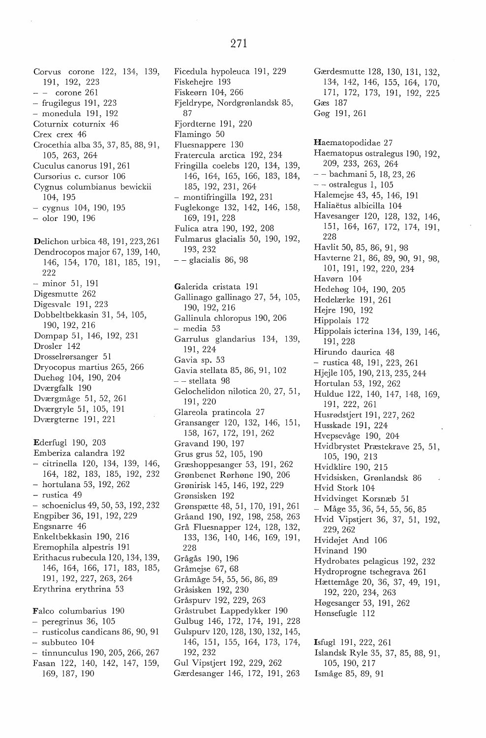Corvus corone 122, 134, 139, 191, 192, 223
– – corone 261
– frugilegus 191, 223
– monedula 191, 192
Coturnix coturnix 46
Crex crex 46
Crocethia alba 35, 37, 85, 88, 91, 105, 263, 264
Cuculus canorus 191, 261
Cursorius c. cursor 106
Cygnus columbianus bewickii 104, 195
– cygnus 104, 190, 195
– olor 190, 196

**D**elichon urbica 48, 191, 223, 261
Dendrocopos major 67, 139, 140, 146, 154, 170, 181, 185, 191, 222
– minor 51, 191
Digesmutte 262
Digesvale 191, 223
Dobbeltbekkasin 31, 54, 105, 190, 192, 216
Dompap 51, 146, 192, 231
Drosler 142
Drosselrørsanger 51
Dryocopus martius 265, 266
Duehøg 104, 190, 204
Dværgfalk 190
Dværgmåge 51, 52, 261
Dværgryle 51, 105, 191
Dværgterne 191, 221

**E**derfugl 190, 203
Emberiza calandra 192
– citrinella 120, 134, 139, 146, 164, 182, 183, 185, 192, 232
– hortulana 53, 192, 262
– rustica 49
– schoeniclus 49, 50, 53, 192, 232
Engpiber 36, 191, 192, 229
Engsnarre 46
Enkeltbekkasin 190, 216
Eremophila alpestris 191
Erithacus rubecula 120, 134, 139, 146, 164, 166, 171, 183, 185, 191, 192, 227, 263, 264
Erythrina erythrina 53

**F**alco columbarius 190
– peregrinus 36, 105
– rusticolus candicans 86, 90, 91
– subbuteo 104
– tinnunculus 190, 205, 266, 267
Fasan 122, 140, 142, 147, 159, 169, 187, 190

Ficedula hypoleuca 191, 229
Fiskehejre 193
Fiskeørn 104, 266
Fjeldrype, Nordgrønlandsk 85, 87
Fjordterne 191, 220
Flamingo 50
Fluesnappere 130
Fratercula arctica 192, 234
Fringilla coelebs 120, 134, 139, 146, 164, 165, 166, 183, 184, 185, 192, 231, 264
– montifringilla 192, 231
Fuglekonge 132, 142, 146, 158, 169, 191, 228
Fulica atra 190, 192, 208
Fulmarus glacialis 50, 190, 192, 193, 232
– – glacialis 86, 98

**G**alerida cristata 191
Gallinago gallinago 27, 54, 105, 190, 192, 216
Gallinula chloropus 190, 206
– media 53
Garrulus glandarius 134, 139, 191, 224
Gavia sp. 53
Gavia stellata 85, 86, 91, 102
– – stellata 98
Gelochelidon nilotica 20, 27, 51, 191, 220
Glareola pratincola 27
Gransanger 120, 132, 146, 151, 158, 167, 172, 191, 262
Gravand 190, 197
Grus grus 52, 105, 190
Græshoppesanger 53, 191, 262
Grønbenet Rørhøne 190, 206
Grønirisk 145, 146, 192, 229
Grønsisken 192
Grønspætte 48, 51, 170, 191, 261
Gråand 190, 192, 198, 258, 263
Grå Fluesnapper 124, 128, 132, 133, 136, 140, 146, 169, 191, 228
Grågås 190, 196
Gråmejse 67, 68
Gråmåge 54, 55, 56, 86, 89
Gråsisken 192, 230
Gråspurv 192, 229, 263
Gråstrubet Lappedykker 190
Gulbug 146, 172, 174, 191, 228
Gulspurv 120, 128, 130, 132, 145, 146, 151, 155, 164, 173, 174, 192, 232
Gul Vipstjert 192, 229, 262
Gærdesanger 146, 172, 191, 263

Gærdesmutte 128, 130, 131, 132, 134, 142, 146, 155, 164, 170, 171, 172, 173, 191, 192, 225
Gæs 187
Gøg 191, 261

**H**aematopodidae 27
Haematopus ostralegus 190, 192, 209, 233, 263, 264
– – bachmani 5, 18, 23, 26
– – ostralegus 1, 105
Halemejse 43, 45, 146, 191
Haliaëtus albicilla 104
Havesanger 120, 128, 132, 146, 151, 164, 167, 172, 174, 191, 228
Havlit 50, 85, 86, 91, 98
Havterne 21, 86, 89, 90, 91, 98, 101, 191, 192, 220, 234
Havørn 104
Hedehøg 104, 190, 205
Hedelærke 191, 261
Hejre 190, 192
Hippolais 172
Hippolais icterina 134, 139, 146, 191, 228
Hirundo daurica 48
– rustica 48, 191, 223, 261
Hjejle 105, 190, 213, 235, 244
Hortulan 53, 192, 262
Huldue 122, 140, 147, 148, 169, 191, 222, 261
Husrødstjert 191, 227, 262
Husskade 191, 224
Hvepsevåge 190, 204
Hvidbrystet Præstekrave 25, 51, 105, 190, 213
Hvidklire 190, 215
Hvidsisken, Grønlandsk 86
Hvid Stork 104
Hvidvinget Korsnæb 51
– Måge 35, 36, 54, 55, 56, 85
Hvid Vipstjert 36, 37, 51, 192, 229, 262
Hvidøjet And 106
Hvinand 190
Hydrobates pelagicus 192, 232
Hydroprogne tschegrava 261
Hættemåge 20, 36, 37, 49, 191, 192, 220, 234, 263
Høgesanger 53, 191, 262
Hønsefugle 112

**I**sfugl 191, 222, 261
Islandsk Ryle 35, 37, 85, 88, 91, 105, 190, 217
Ismåge 85, 89, 91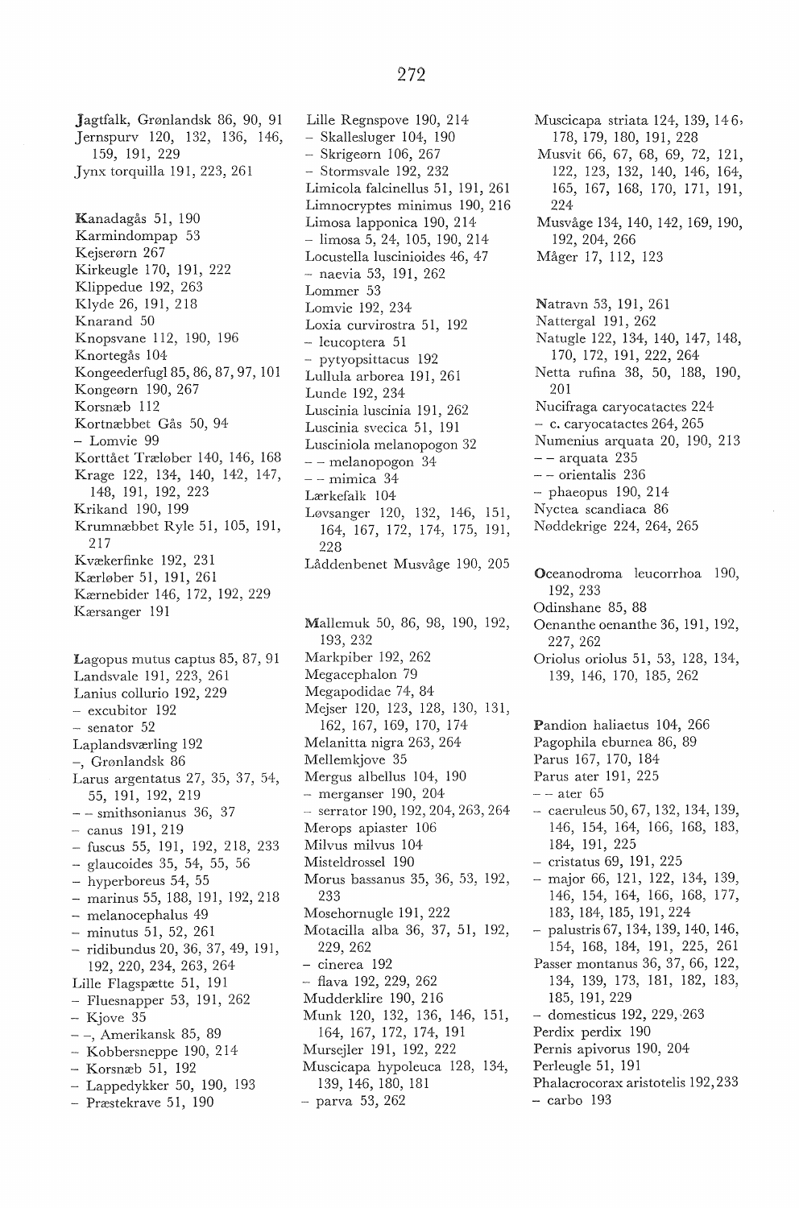Jagtfalk, Grønlandsk 86, 90, 91
Jernspurv 120, 132, 136, 146, 159, 191, 229
Jynx torquilla 191, 223, 261

Kanadagås 51, 190
Karmindompap 53
Kejserørn 267
Kirkeugle 170, 191, 222
Klippedue 192, 263
Klyde 26, 191, 218
Knarand 50
Knopsvane 112, 190, 196
Knortegås 104
Kongeederfugl 85, 86, 87, 97, 101
Kongeørn 190, 267
Korsnæb 112
Kortnæbbet Gås 50, 94
– Lomvie 99
Korttået Træløber 140, 146, 168
Krage 122, 134, 140, 142, 147, 148, 191, 192, 223
Krikand 190, 199
Krumnæbbet Ryle 51, 105, 191, 217
Kvækerfinke 192, 231
Kærløber 51, 191, 261
Kærnebider 146, 172, 192, 229
Kærsanger 191

Lagopus mutus captus 85, 87, 91
Landsvale 191, 223, 261
Lanius collurio 192, 229
– excubitor 192
– senator 52
Laplandsværling 192
–, Grønlandsk 86
Larus argentatus 27, 35, 37, 54, 55, 191, 192, 219
– – smithsonianus 36, 37
– canus 191, 219
– fuscus 55, 191, 192, 218, 233
– glaucoides 35, 54, 55, 56
– hyperboreus 54, 55
– marinus 55, 188, 191, 192, 218
– melanocephalus 49
– minutus 51, 52, 261
– ridibundus 20, 36, 37, 49, 191, 192, 220, 234, 263, 264
Lille Flagspætte 51, 191
– Fluesnapper 53, 191, 262
– Kjove 35
– –, Amerikansk 85, 89
– Kobbersneppe 190, 214
– Korsnæb 51, 192
– Lappedykker 50, 190, 193
– Præstekrave 51, 190
Lille Regnspove 190, 214
– Skallesluger 104, 190
– Skrigeørn 106, 267
– Stormsvale 192, 232
Limicola falcinellus 51, 191, 261
Limnocryptes minimus 190, 216
Limosa lapponica 190, 214
– limosa 5, 24, 105, 190, 214
Locustella luscinioides 46, 47
– naevia 53, 191, 262
Lommer 53
Lomvie 192, 234
Loxia curvirostra 51, 192
– leucoptera 51
– pytyopsittacus 192
Lullula arborea 191, 261
Lunde 192, 234
Luscinia luscinia 191, 262
Luscinia svecica 51, 191
Lusciniola melanopogon 32
– – melanopogon 34
– – mimica 34
Lærkefalk 104
Løvsanger 120, 132, 146, 151, 164, 167, 172, 174, 175, 191, 228
Låddenbenet Musvåge 190, 205

Mallemuk 50, 86, 98, 190, 192, 193, 232
Markpiber 192, 262
Megacephalon 79
Megapodidae 74, 84
Mejser 120, 123, 128, 130, 131, 162, 167, 169, 170, 174
Melanitta nigra 263, 264
Mellemkjove 35
Mergus albellus 104, 190
– merganser 190, 204
– serrator 190, 192, 204, 263, 264
Merops apiaster 106
Milvus milvus 104
Misteldrossel 190
Morus bassanus 35, 36, 53, 192, 233
Mosehornugle 191, 222
Motacilla alba 36, 37, 51, 192, 229, 262
– cinerea 192
– flava 192, 229, 262
Mudderklire 190, 216
Munk 120, 132, 136, 146, 151, 164, 167, 172, 174, 191
Mursejler 191, 192, 222
Muscicapa hypoleuca 128, 134, 139, 146, 180, 181
– parva 53, 262
Muscicapa striata 124, 139, 146, 178, 179, 180, 191, 228
Musvit 66, 67, 68, 69, 72, 121, 122, 123, 132, 140, 146, 164, 165, 167, 168, 170, 171, 191, 224
Musvåge 134, 140, 142, 169, 190, 192, 204, 266
Måger 17, 112, 123

Natravn 53, 191, 261
Nattergal 191, 262
Natugle 122, 134, 140, 147, 148, 170, 172, 191, 222, 264
Netta rufina 38, 50, 188, 190, 201
Nucifraga caryocatactes 224
– c. caryocatactes 264, 265
Numenius arquata 20, 190, 213
– – arquata 235
– – orientalis 236
– phaeopus 190, 214
Nyctea scandiaca 86
Nøddekrige 224, 264, 265

Oceanodroma leucorrhoa 190, 192, 233
Odinshane 85, 88
Oenanthe oenanthe 36, 191, 192, 227, 262
Oriolus oriolus 51, 53, 128, 134, 139, 146, 170, 185, 262

Pandion haliaetus 104, 266
Pagophila eburnea 86, 89
Parus 167, 170, 184
Parus ater 191, 225
– – ater 65
– caeruleus 50, 67, 132, 134, 139, 146, 154, 164, 166, 168, 183, 184, 191, 225
– cristatus 69, 191, 225
– major 66, 121, 122, 134, 139, 146, 154, 164, 166, 168, 177, 183, 184, 185, 191, 224
– palustris 67, 134, 139, 140, 146, 154, 168, 184, 191, 225, 261
Passer montanus 36, 37, 66, 122, 134, 139, 173, 181, 182, 183, 185, 191, 229
– domesticus 192, 229, 263
Perdix perdix 190
Pernis apivorus 190, 204
Perleugle 51, 191
Phalacrocorax aristotelis 192, 233
– carbo 193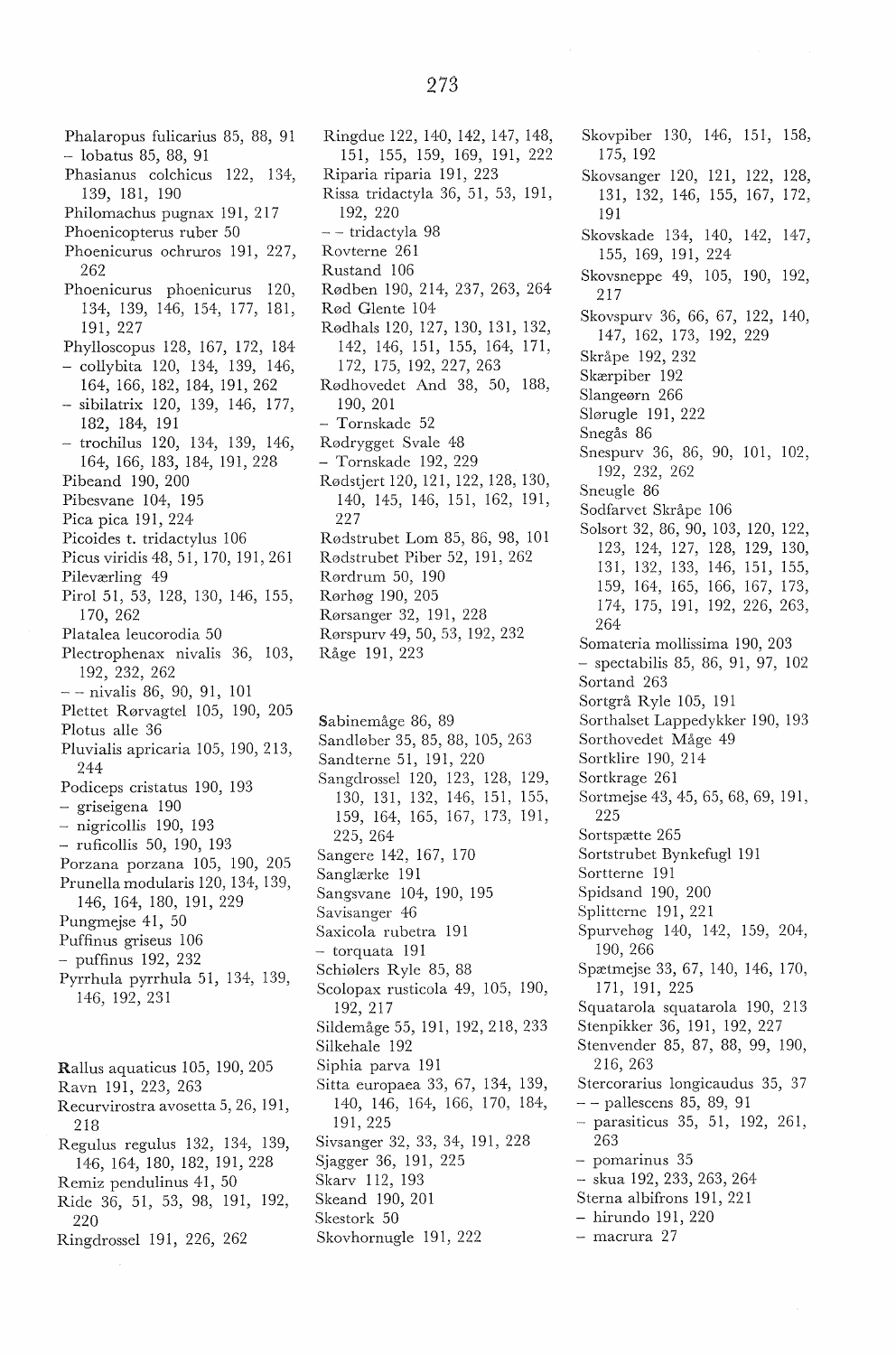Phalaropus fulicarius 85, 88, 91
- lobatus 85, 88, 91
Phasianus colchicus 122, 134, 139, 181, 190
Philomachus pugnax 191, 217
Phoenicopterus ruber 50
Phoenicurus ochruros 191, 227, 262
Phoenicurus phoenicurus 120, 134, 139, 146, 154, 177, 181, 191, 227
Phylloscopus 128, 167, 172, 184
- collybita 120, 134, 139, 146, 164, 166, 182, 184, 191, 262
- sibilatrix 120, 139, 146, 177, 182, 184, 191
- trochilus 120, 134, 139, 146, 164, 166, 183, 184, 191, 228
Pibeand 190, 200
Pibesvane 104, 195
Pica pica 191, 224
Picoides t. tridactylus 106
Picus viridis 48, 51, 170, 191, 261
Pileværling 49
Pirol 51, 53, 128, 130, 146, 155, 170, 262
Platalea leucorodia 50
Plectrophenax nivalis 36, 103, 192, 232, 262
- - nivalis 86, 90, 91, 101
Plettet Rørvagtel 105, 190, 205
Plotus alle 36
Pluvialis apricaria 105, 190, 213, 244
Podiceps cristatus 190, 193
- griseigena 190
- nigricollis 190, 193
- ruficollis 50, 190, 193
Porzana porzana 105, 190, 205
Prunella modularis 120, 134, 139, 146, 164, 180, 191, 229
Pungmejse 41, 50
Puffinus griseus 106
- puffinus 192, 232
Pyrrhula pyrrhula 51, 134, 139, 146, 192, 231

**R**allus aquaticus 105, 190, 205
Ravn 191, 223, 263
Recurvirostra avosetta 5, 26, 191, 218
Regulus regulus 132, 134, 139, 146, 164, 180, 182, 191, 228
Remiz pendulinus 41, 50
Ride 36, 51, 53, 98, 191, 192, 220
Ringdrossel 191, 226, 262
Ringdue 122, 140, 142, 147, 148, 151, 155, 159, 169, 191, 222
Riparia riparia 191, 223
Rissa tridactyla 36, 51, 53, 191, 192, 220
- - tridactyla 98
Rovterne 261
Rustand 106
Rødben 190, 214, 237, 263, 264
Rød Glente 104
Rødhals 120, 127, 130, 131, 132, 142, 146, 151, 155, 164, 171, 172, 175, 192, 227, 263
Rødhovedet And 38, 50, 188, 190, 201
- Tornskade 52
Rødrygget Svale 48
- Tornskade 192, 229
Rødstjert 120, 121, 122, 128, 130, 140, 145, 146, 151, 162, 191, 227
Rødstrubet Lom 85, 86, 98, 101
Rødstrubet Piber 52, 191, 262
Rørdrum 50, 190
Rørhøg 190, 205
Rørsanger 32, 191, 228
Rørspurv 49, 50, 53, 192, 232
Råge 191, 223

**S**abinemåge 86, 89
Sandløber 35, 85, 88, 105, 263
Sandterne 51, 191, 220
Sangdrossel 120, 123, 128, 129, 130, 131, 132, 146, 151, 155, 159, 164, 165, 167, 173, 191, 225, 264
Sangere 142, 167, 170
Sanglærke 191
Sangsvane 104, 190, 195
Savisanger 46
Saxicola rubetra 191
- torquata 191
Schiølers Ryle 85, 88
Scolopax rusticola 49, 105, 190, 192, 217
Sildemåge 55, 191, 192, 218, 233
Silkehale 192
Siphia parva 191
Sitta europaea 33, 67, 134, 139, 140, 146, 164, 166, 170, 184, 191, 225
Sivsanger 32, 33, 34, 191, 228
Sjagger 36, 191, 225
Skarv 112, 193
Skeand 190, 201
Skestork 50
Skovhornugle 191, 222
Skovpiber 130, 146, 151, 158, 175, 192
Skovsanger 120, 121, 122, 128, 131, 132, 146, 155, 167, 172, 191
Skovskade 134, 140, 142, 147, 155, 169, 191, 224
Skovsneppe 49, 105, 190, 192, 217
Skovspurv 36, 66, 67, 122, 140, 147, 162, 173, 192, 229
Skråpe 192, 232
Skærpiber 192
Slangeørn 266
Slørugle 191, 222
Snegås 86
Snespurv 36, 86, 90, 101, 102, 192, 232, 262
Sneugle 86
Sodfarvet Skråpe 106
Solsort 32, 86, 90, 103, 120, 122, 123, 124, 127, 128, 129, 130, 131, 132, 133, 146, 151, 155, 159, 164, 165, 166, 167, 173, 174, 175, 191, 192, 226, 263, 264
Somateria mollissima 190, 203
- spectabilis 85, 86, 91, 97, 102
Sortand 263
Sortgrå Ryle 105, 191
Sorthalset Lappedykker 190, 193
Sorthovedet Måge 49
Sortklire 190, 214
Sortkrage 261
Sortmejse 43, 45, 65, 68, 69, 191, 225
Sortspætte 265
Sortstrubet Bynkefugl 191
Sortterne 191
Spidsand 190, 200
Splitterne 191, 221
Spurvehøg 140, 142, 159, 204, 190, 266
Spætmejse 33, 67, 140, 146, 170, 171, 191, 225
Squatarola squatarola 190, 213
Stenpikker 36, 191, 192, 227
Stenvender 85, 87, 88, 99, 190, 216, 263
Stercorarius longicaudus 35, 37
- - pallescens 85, 89, 91
- parasiticus 35, 51, 192, 261, 263
- pomarinus 35
- skua 192, 233, 263, 264
Sterna albifrons 191, 221
- hirundo 191, 220
- macrura 27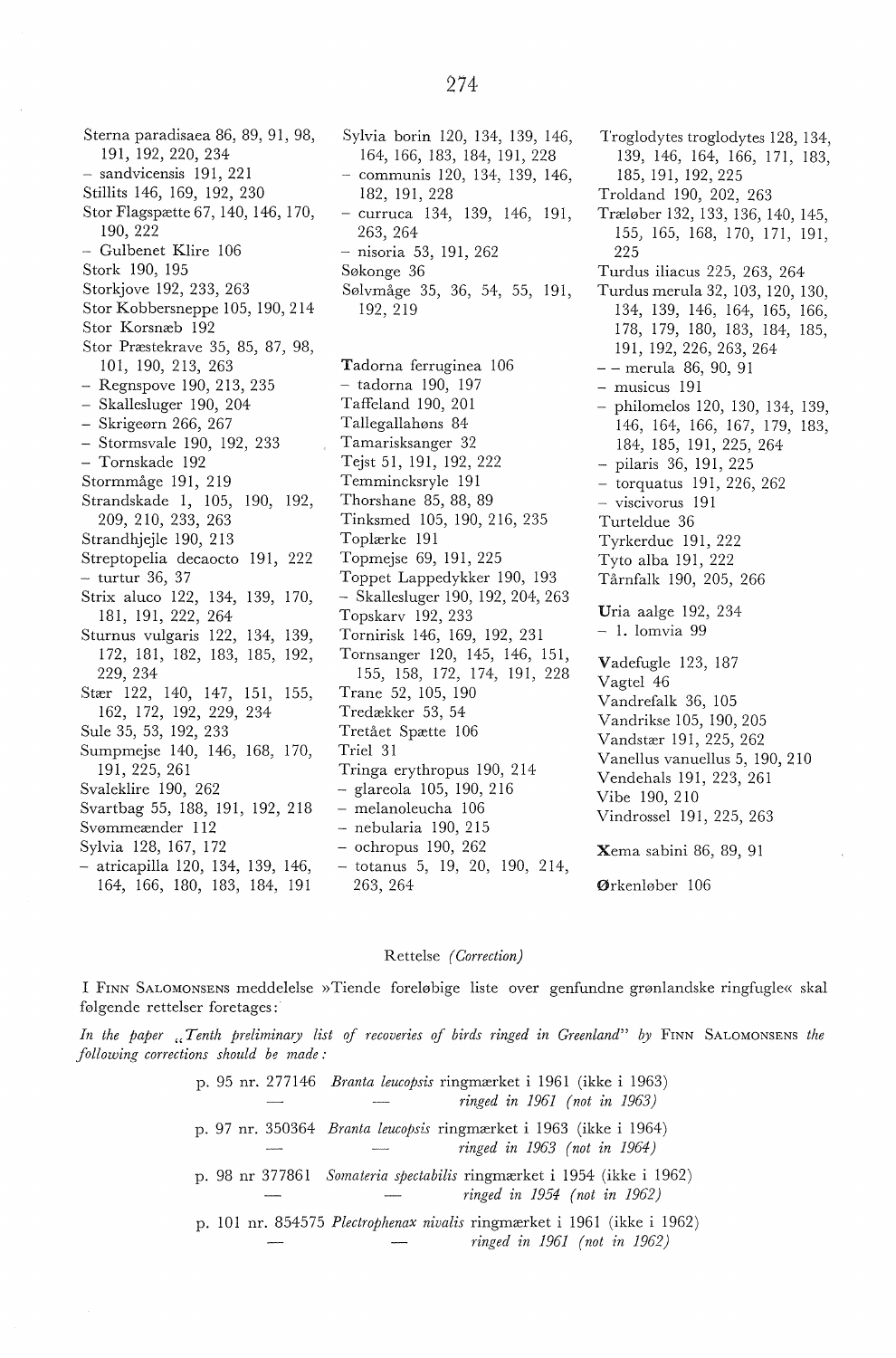Sterna paradisaea 86, 89, 91, 98, 191, 192, 220, 234
- sandvicensis 191, 221
Stillits 146, 169, 192, 230
Stor Flagspætte 67, 140, 146, 170, 190, 222
- Gulbenet Klire 106
Stork 190, 195
Storkjove 192, 233, 263
Stor Kobbersneppe 105, 190, 214
Stor Korsnæb 192
Stor Præstekrave 35, 85, 87, 98, 101, 190, 213, 263
- Regnspove 190, 213, 235
- Skallesluger 190, 204
- Skrigeørn 266, 267
- Stormsvale 190, 192, 233
- Tornskade 192
Stormmåge 191, 219
Strandskade 1, 105, 190, 192, 209, 210, 233, 263
Strandhjejle 190, 213
Streptopelia decaocto 191, 222
- turtur 36, 37
Strix aluco 122, 134, 139, 170, 181, 191, 222, 264
Sturnus vulgaris 122, 134, 139, 172, 181, 182, 183, 185, 192, 229, 234
Stær 122, 140, 147, 151, 155, 162, 172, 192, 229, 234
Sule 35, 53, 192, 233
Sumpmejse 140, 146, 168, 170, 191, 225, 261
Svaleklire 190, 262
Svartbag 55, 188, 191, 192, 218
Svømmeænder 112
Sylvia 128, 167, 172
- atricapilla 120, 134, 139, 146, 164, 166, 180, 183, 184, 191

Sylvia borin 120, 134, 139, 146, 164, 166, 183, 184, 191, 228
- communis 120, 134, 139, 146, 182, 191, 228
- curruca 134, 139, 146, 191, 263, 264
- nisoria 53, 191, 262
Søkonge 36
Sølvmåge 35, 36, 54, 55, 191, 192, 219

**T**adorna ferruginea 106
- tadorna 190, 197
Taffeland 190, 201
Tallegallahøns 84
Tamarisksanger 32
Tejst 51, 191, 192, 222
Temmincksryle 191
Thorshane 85, 88, 89
Tinksmed 105, 190, 216, 235
Toplærke 191
Topmejse 69, 191, 225
Toppet Lappedykker 190, 193
- Skallesluger 190, 192, 204, 263
Topskarv 192, 233
Tornirisk 146, 169, 192, 231
Tornsanger 120, 145, 146, 151, 155, 158, 172, 174, 191, 228
Trane 52, 105, 190
Tredækker 53, 54
Tretået Spætte 106
Triel 31
Tringa erythropus 190, 214
- glareola 105, 190, 216
- melanoleucha 106
- nebularia 190, 215
- ochropus 190, 262
- totanus 5, 19, 20, 190, 214, 263, 264

Troglodytes troglodytes 128, 134, 139, 146, 164, 166, 171, 183, 185, 191, 192, 225
Troldand 190, 202, 263
Træløber 132, 133, 136, 140, 145, 155, 165, 168, 170, 171, 191, 225
Turdus iliacus 225, 263, 264
Turdus merula 32, 103, 120, 130, 134, 139, 146, 164, 165, 166, 178, 179, 180, 183, 184, 185, 191, 192, 226, 263, 264
- - merula 86, 90, 91
- musicus 191
- philomelos 120, 130, 134, 139, 146, 164, 166, 167, 179, 183, 184, 185, 191, 225, 264
- pilaris 36, 191, 225
- torquatus 191, 226, 262
- viscivorus 191
Turteldue 36
Tyrkerdue 191, 222
Tyto alba 191, 222
Tårnfalk 190, 205, 266

**U**ria aalge 192, 234
- l. lomvia 99

**V**adefugle 123, 187
Vagtel 46
Vandrefalk 36, 105
Vandrikse 105, 190, 205
Vandstær 191, 225, 262
Vanellus vanuellus 5, 190, 210
Vendehals 191, 223, 261
Vibe 190, 210
Vindrossel 191, 225, 263

**X**ema sabini 86, 89, 91

**Ø**rkenløber 106

## Rettelse *(Correction)*

I Finn Salomonsens meddelelse »Tiende foreløbige liste over genfundne grønlandske ringfugle« skal følgende rettelser foretages:

*In the paper „Tenth preliminary list of recoveries of birds ringed in Greenland" by* Finn Salomonsens *the following corrections should be made:*

p. 95 nr. 277146 *Branta leucopsis* ringmærket i 1961 (ikke i 1963)
— — *ringed in 1961 (not in 1963)*

p. 97 nr. 350364 *Branta leucopsis* ringmærket i 1963 (ikke i 1964)
— — *ringed in 1963 (not in 1964)*

p. 98 nr 377861 *Somateria spectabilis* ringmærket i 1954 (ikke i 1962)
— — *ringed in 1954 (not in 1962)*

p. 101 nr. 854575 *Plectrophenax nivalis* ringmærket i 1961 (ikke i 1962)
— — *ringed in 1961 (not in 1962)*